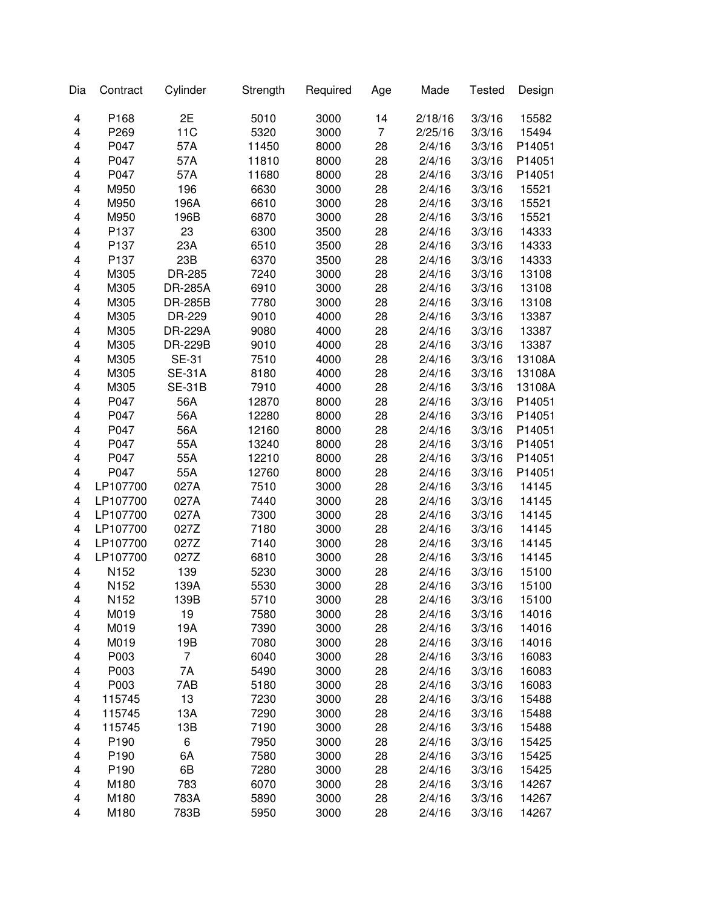| Dia | Contract | Cylinder | Strength | Required | Age | Made | Tested | Design |
|---|---|---|---|---|---|---|---|---|
| 4 | P168 | 2E | 5010 | 3000 | 14 | 2/18/16 | 3/3/16 | 15582 |
| 4 | P269 | 11C | 5320 | 3000 | 7 | 2/25/16 | 3/3/16 | 15494 |
| 4 | P047 | 57A | 11450 | 8000 | 28 | 2/4/16 | 3/3/16 | P14051 |
| 4 | P047 | 57A | 11810 | 8000 | 28 | 2/4/16 | 3/3/16 | P14051 |
| 4 | P047 | 57A | 11680 | 8000 | 28 | 2/4/16 | 3/3/16 | P14051 |
| 4 | M950 | 196 | 6630 | 3000 | 28 | 2/4/16 | 3/3/16 | 15521 |
| 4 | M950 | 196A | 6610 | 3000 | 28 | 2/4/16 | 3/3/16 | 15521 |
| 4 | M950 | 196B | 6870 | 3000 | 28 | 2/4/16 | 3/3/16 | 15521 |
| 4 | P137 | 23 | 6300 | 3500 | 28 | 2/4/16 | 3/3/16 | 14333 |
| 4 | P137 | 23A | 6510 | 3500 | 28 | 2/4/16 | 3/3/16 | 14333 |
| 4 | P137 | 23B | 6370 | 3500 | 28 | 2/4/16 | 3/3/16 | 14333 |
| 4 | M305 | DR-285 | 7240 | 3000 | 28 | 2/4/16 | 3/3/16 | 13108 |
| 4 | M305 | DR-285A | 6910 | 3000 | 28 | 2/4/16 | 3/3/16 | 13108 |
| 4 | M305 | DR-285B | 7780 | 3000 | 28 | 2/4/16 | 3/3/16 | 13108 |
| 4 | M305 | DR-229 | 9010 | 4000 | 28 | 2/4/16 | 3/3/16 | 13387 |
| 4 | M305 | DR-229A | 9080 | 4000 | 28 | 2/4/16 | 3/3/16 | 13387 |
| 4 | M305 | DR-229B | 9010 | 4000 | 28 | 2/4/16 | 3/3/16 | 13387 |
| 4 | M305 | SE-31 | 7510 | 4000 | 28 | 2/4/16 | 3/3/16 | 13108A |
| 4 | M305 | SE-31A | 8180 | 4000 | 28 | 2/4/16 | 3/3/16 | 13108A |
| 4 | M305 | SE-31B | 7910 | 4000 | 28 | 2/4/16 | 3/3/16 | 13108A |
| 4 | P047 | 56A | 12870 | 8000 | 28 | 2/4/16 | 3/3/16 | P14051 |
| 4 | P047 | 56A | 12280 | 8000 | 28 | 2/4/16 | 3/3/16 | P14051 |
| 4 | P047 | 56A | 12160 | 8000 | 28 | 2/4/16 | 3/3/16 | P14051 |
| 4 | P047 | 55A | 13240 | 8000 | 28 | 2/4/16 | 3/3/16 | P14051 |
| 4 | P047 | 55A | 12210 | 8000 | 28 | 2/4/16 | 3/3/16 | P14051 |
| 4 | P047 | 55A | 12760 | 8000 | 28 | 2/4/16 | 3/3/16 | P14051 |
| 4 | LP107700 | 027A | 7510 | 3000 | 28 | 2/4/16 | 3/3/16 | 14145 |
| 4 | LP107700 | 027A | 7440 | 3000 | 28 | 2/4/16 | 3/3/16 | 14145 |
| 4 | LP107700 | 027A | 7300 | 3000 | 28 | 2/4/16 | 3/3/16 | 14145 |
| 4 | LP107700 | 027Z | 7180 | 3000 | 28 | 2/4/16 | 3/3/16 | 14145 |
| 4 | LP107700 | 027Z | 7140 | 3000 | 28 | 2/4/16 | 3/3/16 | 14145 |
| 4 | LP107700 | 027Z | 6810 | 3000 | 28 | 2/4/16 | 3/3/16 | 14145 |
| 4 | N152 | 139 | 5230 | 3000 | 28 | 2/4/16 | 3/3/16 | 15100 |
| 4 | N152 | 139A | 5530 | 3000 | 28 | 2/4/16 | 3/3/16 | 15100 |
| 4 | N152 | 139B | 5710 | 3000 | 28 | 2/4/16 | 3/3/16 | 15100 |
| 4 | M019 | 19 | 7580 | 3000 | 28 | 2/4/16 | 3/3/16 | 14016 |
| 4 | M019 | 19A | 7390 | 3000 | 28 | 2/4/16 | 3/3/16 | 14016 |
| 4 | M019 | 19B | 7080 | 3000 | 28 | 2/4/16 | 3/3/16 | 14016 |
| 4 | P003 | 7 | 6040 | 3000 | 28 | 2/4/16 | 3/3/16 | 16083 |
| 4 | P003 | 7A | 5490 | 3000 | 28 | 2/4/16 | 3/3/16 | 16083 |
| 4 | P003 | 7AB | 5180 | 3000 | 28 | 2/4/16 | 3/3/16 | 16083 |
| 4 | 115745 | 13 | 7230 | 3000 | 28 | 2/4/16 | 3/3/16 | 15488 |
| 4 | 115745 | 13A | 7290 | 3000 | 28 | 2/4/16 | 3/3/16 | 15488 |
| 4 | 115745 | 13B | 7190 | 3000 | 28 | 2/4/16 | 3/3/16 | 15488 |
| 4 | P190 | 6 | 7950 | 3000 | 28 | 2/4/16 | 3/3/16 | 15425 |
| 4 | P190 | 6A | 7580 | 3000 | 28 | 2/4/16 | 3/3/16 | 15425 |
| 4 | P190 | 6B | 7280 | 3000 | 28 | 2/4/16 | 3/3/16 | 15425 |
| 4 | M180 | 783 | 6070 | 3000 | 28 | 2/4/16 | 3/3/16 | 14267 |
| 4 | M180 | 783A | 5890 | 3000 | 28 | 2/4/16 | 3/3/16 | 14267 |
| 4 | M180 | 783B | 5950 | 3000 | 28 | 2/4/16 | 3/3/16 | 14267 |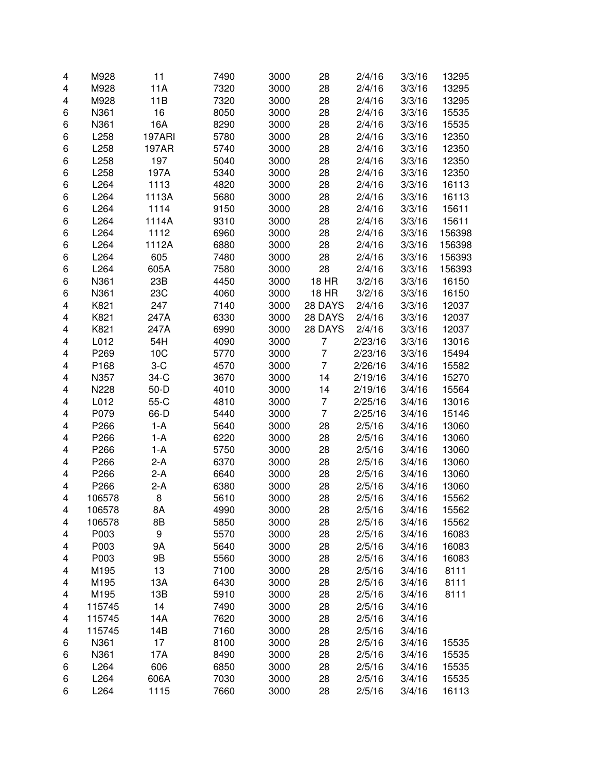| | | | | | | | | |
|---|---|---|---|---|---|---|---|---|
| 4 | M928 | 11 | 7490 | 3000 | 28 | 2/4/16 | 3/3/16 | 13295 |
| 4 | M928 | 11A | 7320 | 3000 | 28 | 2/4/16 | 3/3/16 | 13295 |
| 4 | M928 | 11B | 7320 | 3000 | 28 | 2/4/16 | 3/3/16 | 13295 |
| 6 | N361 | 16 | 8050 | 3000 | 28 | 2/4/16 | 3/3/16 | 15535 |
| 6 | N361 | 16A | 8290 | 3000 | 28 | 2/4/16 | 3/3/16 | 15535 |
| 6 | L258 | 197ARI | 5780 | 3000 | 28 | 2/4/16 | 3/3/16 | 12350 |
| 6 | L258 | 197AR | 5740 | 3000 | 28 | 2/4/16 | 3/3/16 | 12350 |
| 6 | L258 | 197 | 5040 | 3000 | 28 | 2/4/16 | 3/3/16 | 12350 |
| 6 | L258 | 197A | 5340 | 3000 | 28 | 2/4/16 | 3/3/16 | 12350 |
| 6 | L264 | 1113 | 4820 | 3000 | 28 | 2/4/16 | 3/3/16 | 16113 |
| 6 | L264 | 1113A | 5680 | 3000 | 28 | 2/4/16 | 3/3/16 | 16113 |
| 6 | L264 | 1114 | 9150 | 3000 | 28 | 2/4/16 | 3/3/16 | 15611 |
| 6 | L264 | 1114A | 9310 | 3000 | 28 | 2/4/16 | 3/3/16 | 15611 |
| 6 | L264 | 1112 | 6960 | 3000 | 28 | 2/4/16 | 3/3/16 | 156398 |
| 6 | L264 | 1112A | 6880 | 3000 | 28 | 2/4/16 | 3/3/16 | 156398 |
| 6 | L264 | 605 | 7480 | 3000 | 28 | 2/4/16 | 3/3/16 | 156393 |
| 6 | L264 | 605A | 7580 | 3000 | 28 | 2/4/16 | 3/3/16 | 156393 |
| 6 | N361 | 23B | 4450 | 3000 | 18 HR | 3/2/16 | 3/3/16 | 16150 |
| 6 | N361 | 23C | 4060 | 3000 | 18 HR | 3/2/16 | 3/3/16 | 16150 |
| 4 | K821 | 247 | 7140 | 3000 | 28 DAYS | 2/4/16 | 3/3/16 | 12037 |
| 4 | K821 | 247A | 6330 | 3000 | 28 DAYS | 2/4/16 | 3/3/16 | 12037 |
| 4 | K821 | 247A | 6990 | 3000 | 28 DAYS | 2/4/16 | 3/3/16 | 12037 |
| 4 | L012 | 54H | 4090 | 3000 | 7 | 2/23/16 | 3/3/16 | 13016 |
| 4 | P269 | 10C | 5770 | 3000 | 7 | 2/23/16 | 3/3/16 | 15494 |
| 4 | P168 | 3-C | 4570 | 3000 | 7 | 2/26/16 | 3/4/16 | 15582 |
| 4 | N357 | 34-C | 3670 | 3000 | 14 | 2/19/16 | 3/4/16 | 15270 |
| 4 | N228 | 50-D | 4010 | 3000 | 14 | 2/19/16 | 3/4/16 | 15564 |
| 4 | L012 | 55-C | 4810 | 3000 | 7 | 2/25/16 | 3/4/16 | 13016 |
| 4 | P079 | 66-D | 5440 | 3000 | 7 | 2/25/16 | 3/4/16 | 15146 |
| 4 | P266 | 1-A | 5640 | 3000 | 28 | 2/5/16 | 3/4/16 | 13060 |
| 4 | P266 | 1-A | 6220 | 3000 | 28 | 2/5/16 | 3/4/16 | 13060 |
| 4 | P266 | 1-A | 5750 | 3000 | 28 | 2/5/16 | 3/4/16 | 13060 |
| 4 | P266 | 2-A | 6370 | 3000 | 28 | 2/5/16 | 3/4/16 | 13060 |
| 4 | P266 | 2-A | 6640 | 3000 | 28 | 2/5/16 | 3/4/16 | 13060 |
| 4 | P266 | 2-A | 6380 | 3000 | 28 | 2/5/16 | 3/4/16 | 13060 |
| 4 | 106578 | 8 | 5610 | 3000 | 28 | 2/5/16 | 3/4/16 | 15562 |
| 4 | 106578 | 8A | 4990 | 3000 | 28 | 2/5/16 | 3/4/16 | 15562 |
| 4 | 106578 | 8B | 5850 | 3000 | 28 | 2/5/16 | 3/4/16 | 15562 |
| 4 | P003 | 9 | 5570 | 3000 | 28 | 2/5/16 | 3/4/16 | 16083 |
| 4 | P003 | 9A | 5640 | 3000 | 28 | 2/5/16 | 3/4/16 | 16083 |
| 4 | P003 | 9B | 5560 | 3000 | 28 | 2/5/16 | 3/4/16 | 16083 |
| 4 | M195 | 13 | 7100 | 3000 | 28 | 2/5/16 | 3/4/16 | 8111 |
| 4 | M195 | 13A | 6430 | 3000 | 28 | 2/5/16 | 3/4/16 | 8111 |
| 4 | M195 | 13B | 5910 | 3000 | 28 | 2/5/16 | 3/4/16 | 8111 |
| 4 | 115745 | 14 | 7490 | 3000 | 28 | 2/5/16 | 3/4/16 | |
| 4 | 115745 | 14A | 7620 | 3000 | 28 | 2/5/16 | 3/4/16 | |
| 4 | 115745 | 14B | 7160 | 3000 | 28 | 2/5/16 | 3/4/16 | |
| 6 | N361 | 17 | 8100 | 3000 | 28 | 2/5/16 | 3/4/16 | 15535 |
| 6 | N361 | 17A | 8490 | 3000 | 28 | 2/5/16 | 3/4/16 | 15535 |
| 6 | L264 | 606 | 6850 | 3000 | 28 | 2/5/16 | 3/4/16 | 15535 |
| 6 | L264 | 606A | 7030 | 3000 | 28 | 2/5/16 | 3/4/16 | 15535 |
| 6 | L264 | 1115 | 7660 | 3000 | 28 | 2/5/16 | 3/4/16 | 16113 |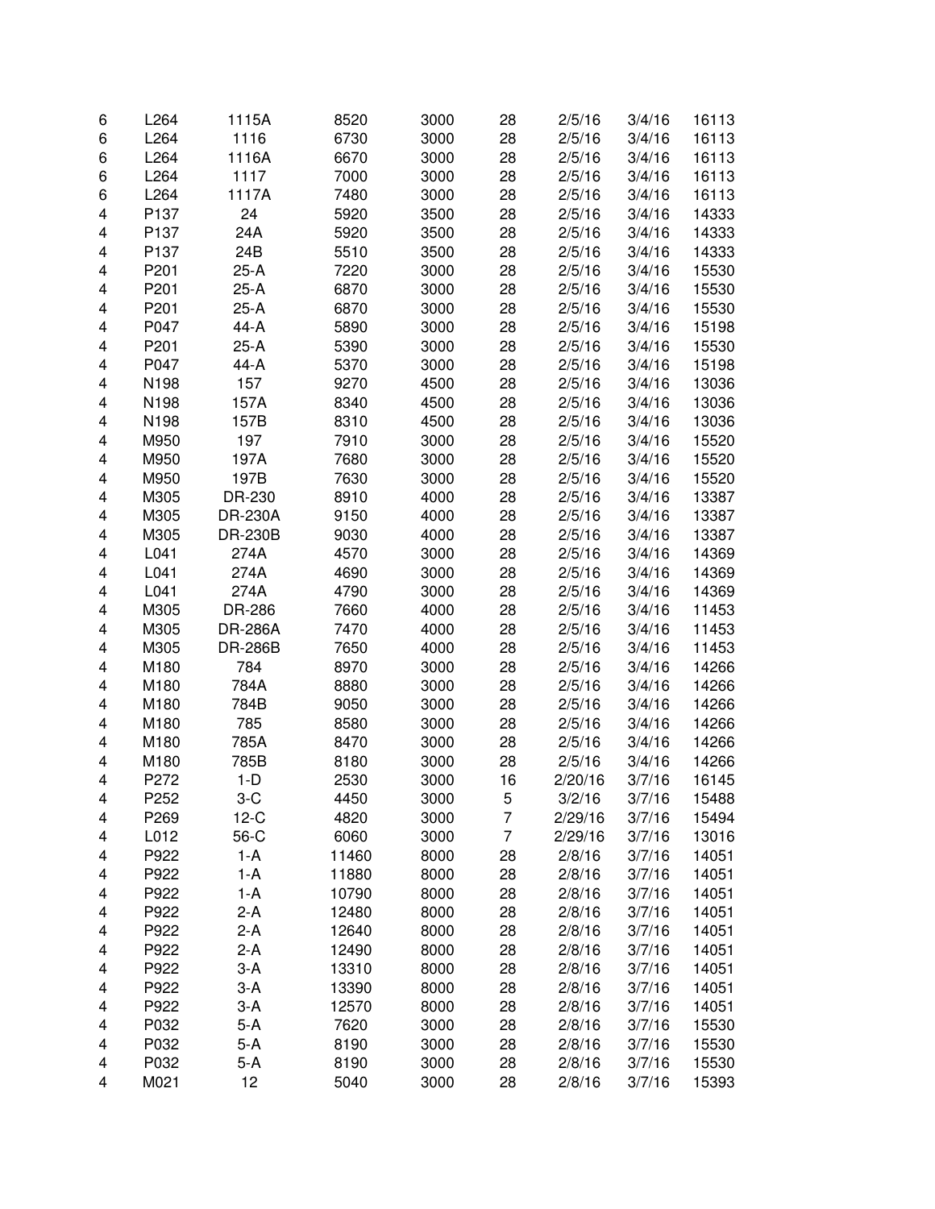| | | | | | | | | |
|---|---|---|---|---|---|---|---|---|
| 6 | L264 | 1115A | 8520 | 3000 | 28 | 2/5/16 | 3/4/16 | 16113 |
| 6 | L264 | 1116 | 6730 | 3000 | 28 | 2/5/16 | 3/4/16 | 16113 |
| 6 | L264 | 1116A | 6670 | 3000 | 28 | 2/5/16 | 3/4/16 | 16113 |
| 6 | L264 | 1117 | 7000 | 3000 | 28 | 2/5/16 | 3/4/16 | 16113 |
| 6 | L264 | 1117A | 7480 | 3000 | 28 | 2/5/16 | 3/4/16 | 16113 |
| 4 | P137 | 24 | 5920 | 3500 | 28 | 2/5/16 | 3/4/16 | 14333 |
| 4 | P137 | 24A | 5920 | 3500 | 28 | 2/5/16 | 3/4/16 | 14333 |
| 4 | P137 | 24B | 5510 | 3500 | 28 | 2/5/16 | 3/4/16 | 14333 |
| 4 | P201 | 25-A | 7220 | 3000 | 28 | 2/5/16 | 3/4/16 | 15530 |
| 4 | P201 | 25-A | 6870 | 3000 | 28 | 2/5/16 | 3/4/16 | 15530 |
| 4 | P201 | 25-A | 6870 | 3000 | 28 | 2/5/16 | 3/4/16 | 15530 |
| 4 | P047 | 44-A | 5890 | 3000 | 28 | 2/5/16 | 3/4/16 | 15198 |
| 4 | P201 | 25-A | 5390 | 3000 | 28 | 2/5/16 | 3/4/16 | 15530 |
| 4 | P047 | 44-A | 5370 | 3000 | 28 | 2/5/16 | 3/4/16 | 15198 |
| 4 | N198 | 157 | 9270 | 4500 | 28 | 2/5/16 | 3/4/16 | 13036 |
| 4 | N198 | 157A | 8340 | 4500 | 28 | 2/5/16 | 3/4/16 | 13036 |
| 4 | N198 | 157B | 8310 | 4500 | 28 | 2/5/16 | 3/4/16 | 13036 |
| 4 | M950 | 197 | 7910 | 3000 | 28 | 2/5/16 | 3/4/16 | 15520 |
| 4 | M950 | 197A | 7680 | 3000 | 28 | 2/5/16 | 3/4/16 | 15520 |
| 4 | M950 | 197B | 7630 | 3000 | 28 | 2/5/16 | 3/4/16 | 15520 |
| 4 | M305 | DR-230 | 8910 | 4000 | 28 | 2/5/16 | 3/4/16 | 13387 |
| 4 | M305 | DR-230A | 9150 | 4000 | 28 | 2/5/16 | 3/4/16 | 13387 |
| 4 | M305 | DR-230B | 9030 | 4000 | 28 | 2/5/16 | 3/4/16 | 13387 |
| 4 | L041 | 274A | 4570 | 3000 | 28 | 2/5/16 | 3/4/16 | 14369 |
| 4 | L041 | 274A | 4690 | 3000 | 28 | 2/5/16 | 3/4/16 | 14369 |
| 4 | L041 | 274A | 4790 | 3000 | 28 | 2/5/16 | 3/4/16 | 14369 |
| 4 | M305 | DR-286 | 7660 | 4000 | 28 | 2/5/16 | 3/4/16 | 11453 |
| 4 | M305 | DR-286A | 7470 | 4000 | 28 | 2/5/16 | 3/4/16 | 11453 |
| 4 | M305 | DR-286B | 7650 | 4000 | 28 | 2/5/16 | 3/4/16 | 11453 |
| 4 | M180 | 784 | 8970 | 3000 | 28 | 2/5/16 | 3/4/16 | 14266 |
| 4 | M180 | 784A | 8880 | 3000 | 28 | 2/5/16 | 3/4/16 | 14266 |
| 4 | M180 | 784B | 9050 | 3000 | 28 | 2/5/16 | 3/4/16 | 14266 |
| 4 | M180 | 785 | 8580 | 3000 | 28 | 2/5/16 | 3/4/16 | 14266 |
| 4 | M180 | 785A | 8470 | 3000 | 28 | 2/5/16 | 3/4/16 | 14266 |
| 4 | M180 | 785B | 8180 | 3000 | 28 | 2/5/16 | 3/4/16 | 14266 |
| 4 | P272 | 1-D | 2530 | 3000 | 16 | 2/20/16 | 3/7/16 | 16145 |
| 4 | P252 | 3-C | 4450 | 3000 | 5 | 3/2/16 | 3/7/16 | 15488 |
| 4 | P269 | 12-C | 4820 | 3000 | 7 | 2/29/16 | 3/7/16 | 15494 |
| 4 | L012 | 56-C | 6060 | 3000 | 7 | 2/29/16 | 3/7/16 | 13016 |
| 4 | P922 | 1-A | 11460 | 8000 | 28 | 2/8/16 | 3/7/16 | 14051 |
| 4 | P922 | 1-A | 11880 | 8000 | 28 | 2/8/16 | 3/7/16 | 14051 |
| 4 | P922 | 1-A | 10790 | 8000 | 28 | 2/8/16 | 3/7/16 | 14051 |
| 4 | P922 | 2-A | 12480 | 8000 | 28 | 2/8/16 | 3/7/16 | 14051 |
| 4 | P922 | 2-A | 12640 | 8000 | 28 | 2/8/16 | 3/7/16 | 14051 |
| 4 | P922 | 2-A | 12490 | 8000 | 28 | 2/8/16 | 3/7/16 | 14051 |
| 4 | P922 | 3-A | 13310 | 8000 | 28 | 2/8/16 | 3/7/16 | 14051 |
| 4 | P922 | 3-A | 13390 | 8000 | 28 | 2/8/16 | 3/7/16 | 14051 |
| 4 | P922 | 3-A | 12570 | 8000 | 28 | 2/8/16 | 3/7/16 | 14051 |
| 4 | P032 | 5-A | 7620 | 3000 | 28 | 2/8/16 | 3/7/16 | 15530 |
| 4 | P032 | 5-A | 8190 | 3000 | 28 | 2/8/16 | 3/7/16 | 15530 |
| 4 | P032 | 5-A | 8190 | 3000 | 28 | 2/8/16 | 3/7/16 | 15530 |
| 4 | M021 | 12 | 5040 | 3000 | 28 | 2/8/16 | 3/7/16 | 15393 |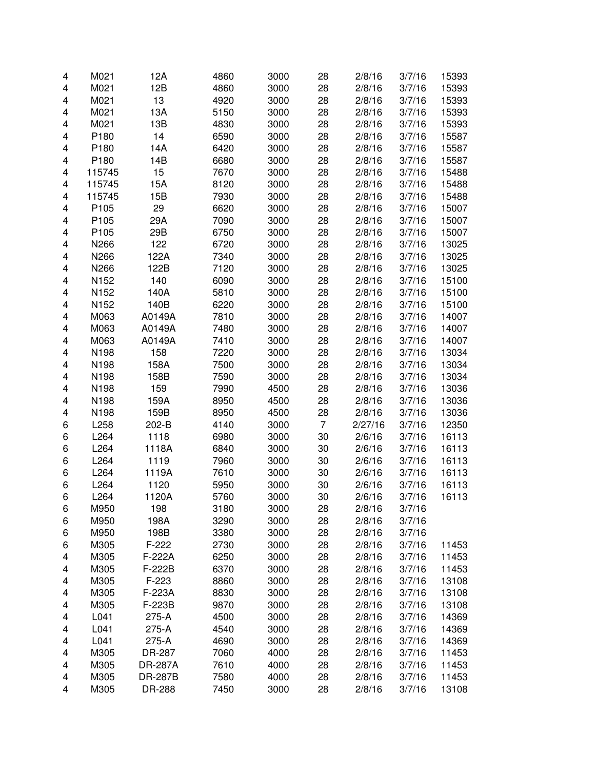| | | | | | | | | |
|---|---|---|---|---|---|---|---|---|
| 4 | M021 | 12A | 4860 | 3000 | 28 | 2/8/16 | 3/7/16 | 15393 |
| 4 | M021 | 12B | 4860 | 3000 | 28 | 2/8/16 | 3/7/16 | 15393 |
| 4 | M021 | 13 | 4920 | 3000 | 28 | 2/8/16 | 3/7/16 | 15393 |
| 4 | M021 | 13A | 5150 | 3000 | 28 | 2/8/16 | 3/7/16 | 15393 |
| 4 | M021 | 13B | 4830 | 3000 | 28 | 2/8/16 | 3/7/16 | 15393 |
| 4 | P180 | 14 | 6590 | 3000 | 28 | 2/8/16 | 3/7/16 | 15587 |
| 4 | P180 | 14A | 6420 | 3000 | 28 | 2/8/16 | 3/7/16 | 15587 |
| 4 | P180 | 14B | 6680 | 3000 | 28 | 2/8/16 | 3/7/16 | 15587 |
| 4 | 115745 | 15 | 7670 | 3000 | 28 | 2/8/16 | 3/7/16 | 15488 |
| 4 | 115745 | 15A | 8120 | 3000 | 28 | 2/8/16 | 3/7/16 | 15488 |
| 4 | 115745 | 15B | 7930 | 3000 | 28 | 2/8/16 | 3/7/16 | 15488 |
| 4 | P105 | 29 | 6620 | 3000 | 28 | 2/8/16 | 3/7/16 | 15007 |
| 4 | P105 | 29A | 7090 | 3000 | 28 | 2/8/16 | 3/7/16 | 15007 |
| 4 | P105 | 29B | 6750 | 3000 | 28 | 2/8/16 | 3/7/16 | 15007 |
| 4 | N266 | 122 | 6720 | 3000 | 28 | 2/8/16 | 3/7/16 | 13025 |
| 4 | N266 | 122A | 7340 | 3000 | 28 | 2/8/16 | 3/7/16 | 13025 |
| 4 | N266 | 122B | 7120 | 3000 | 28 | 2/8/16 | 3/7/16 | 13025 |
| 4 | N152 | 140 | 6090 | 3000 | 28 | 2/8/16 | 3/7/16 | 15100 |
| 4 | N152 | 140A | 5810 | 3000 | 28 | 2/8/16 | 3/7/16 | 15100 |
| 4 | N152 | 140B | 6220 | 3000 | 28 | 2/8/16 | 3/7/16 | 15100 |
| 4 | M063 | A0149A | 7810 | 3000 | 28 | 2/8/16 | 3/7/16 | 14007 |
| 4 | M063 | A0149A | 7480 | 3000 | 28 | 2/8/16 | 3/7/16 | 14007 |
| 4 | M063 | A0149A | 7410 | 3000 | 28 | 2/8/16 | 3/7/16 | 14007 |
| 4 | N198 | 158 | 7220 | 3000 | 28 | 2/8/16 | 3/7/16 | 13034 |
| 4 | N198 | 158A | 7500 | 3000 | 28 | 2/8/16 | 3/7/16 | 13034 |
| 4 | N198 | 158B | 7590 | 3000 | 28 | 2/8/16 | 3/7/16 | 13034 |
| 4 | N198 | 159 | 7990 | 4500 | 28 | 2/8/16 | 3/7/16 | 13036 |
| 4 | N198 | 159A | 8950 | 4500 | 28 | 2/8/16 | 3/7/16 | 13036 |
| 4 | N198 | 159B | 8950 | 4500 | 28 | 2/8/16 | 3/7/16 | 13036 |
| 6 | L258 | 202-B | 4140 | 3000 | 7 | 2/27/16 | 3/7/16 | 12350 |
| 6 | L264 | 1118 | 6980 | 3000 | 30 | 2/6/16 | 3/7/16 | 16113 |
| 6 | L264 | 1118A | 6840 | 3000 | 30 | 2/6/16 | 3/7/16 | 16113 |
| 6 | L264 | 1119 | 7960 | 3000 | 30 | 2/6/16 | 3/7/16 | 16113 |
| 6 | L264 | 1119A | 7610 | 3000 | 30 | 2/6/16 | 3/7/16 | 16113 |
| 6 | L264 | 1120 | 5950 | 3000 | 30 | 2/6/16 | 3/7/16 | 16113 |
| 6 | L264 | 1120A | 5760 | 3000 | 30 | 2/6/16 | 3/7/16 | 16113 |
| 6 | M950 | 198 | 3180 | 3000 | 28 | 2/8/16 | 3/7/16 | |
| 6 | M950 | 198A | 3290 | 3000 | 28 | 2/8/16 | 3/7/16 | |
| 6 | M950 | 198B | 3380 | 3000 | 28 | 2/8/16 | 3/7/16 | |
| 6 | M305 | F-222 | 2730 | 3000 | 28 | 2/8/16 | 3/7/16 | 11453 |
| 4 | M305 | F-222A | 6250 | 3000 | 28 | 2/8/16 | 3/7/16 | 11453 |
| 4 | M305 | F-222B | 6370 | 3000 | 28 | 2/8/16 | 3/7/16 | 11453 |
| 4 | M305 | F-223 | 8860 | 3000 | 28 | 2/8/16 | 3/7/16 | 13108 |
| 4 | M305 | F-223A | 8830 | 3000 | 28 | 2/8/16 | 3/7/16 | 13108 |
| 4 | M305 | F-223B | 9870 | 3000 | 28 | 2/8/16 | 3/7/16 | 13108 |
| 4 | L041 | 275-A | 4500 | 3000 | 28 | 2/8/16 | 3/7/16 | 14369 |
| 4 | L041 | 275-A | 4540 | 3000 | 28 | 2/8/16 | 3/7/16 | 14369 |
| 4 | L041 | 275-A | 4690 | 3000 | 28 | 2/8/16 | 3/7/16 | 14369 |
| 4 | M305 | DR-287 | 7060 | 4000 | 28 | 2/8/16 | 3/7/16 | 11453 |
| 4 | M305 | DR-287A | 7610 | 4000 | 28 | 2/8/16 | 3/7/16 | 11453 |
| 4 | M305 | DR-287B | 7580 | 4000 | 28 | 2/8/16 | 3/7/16 | 11453 |
| 4 | M305 | DR-288 | 7450 | 3000 | 28 | 2/8/16 | 3/7/16 | 13108 |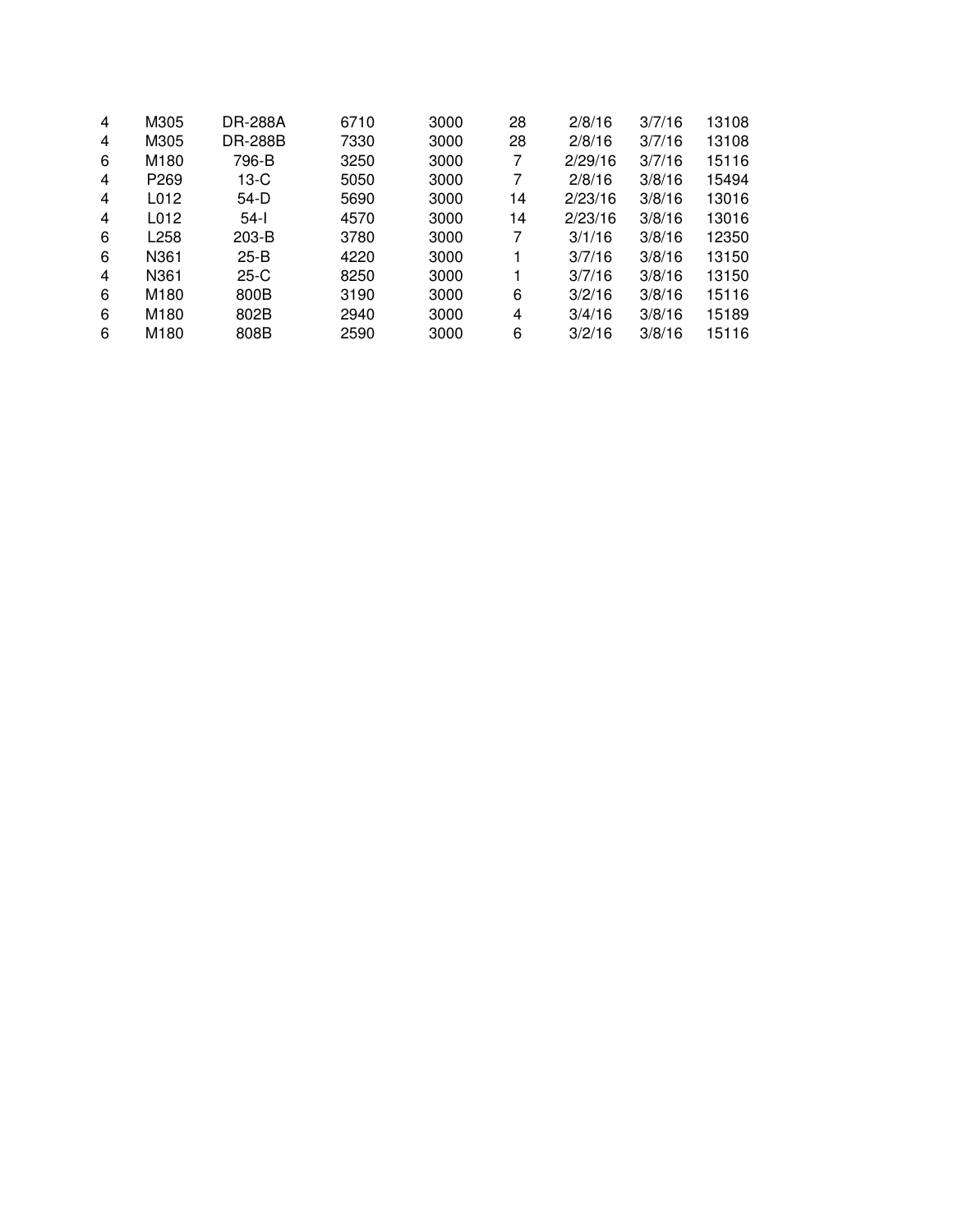| | | | | | | | | |
|---|---|---|---|---|---|---|---|---|
| 4 | M305 | DR-288A | 6710 | 3000 | 28 | 2/8/16 | 3/7/16 | 13108 |
| 4 | M305 | DR-288B | 7330 | 3000 | 28 | 2/8/16 | 3/7/16 | 13108 |
| 6 | M180 | 796-B | 3250 | 3000 | 7 | 2/29/16 | 3/7/16 | 15116 |
| 4 | P269 | 13-C | 5050 | 3000 | 7 | 2/8/16 | 3/8/16 | 15494 |
| 4 | L012 | 54-D | 5690 | 3000 | 14 | 2/23/16 | 3/8/16 | 13016 |
| 4 | L012 | 54-I | 4570 | 3000 | 14 | 2/23/16 | 3/8/16 | 13016 |
| 6 | L258 | 203-B | 3780 | 3000 | 7 | 3/1/16 | 3/8/16 | 12350 |
| 6 | N361 | 25-B | 4220 | 3000 | 1 | 3/7/16 | 3/8/16 | 13150 |
| 4 | N361 | 25-C | 8250 | 3000 | 1 | 3/7/16 | 3/8/16 | 13150 |
| 6 | M180 | 800B | 3190 | 3000 | 6 | 3/2/16 | 3/8/16 | 15116 |
| 6 | M180 | 802B | 2940 | 3000 | 4 | 3/4/16 | 3/8/16 | 15189 |
| 6 | M180 | 808B | 2590 | 3000 | 6 | 3/2/16 | 3/8/16 | 15116 |